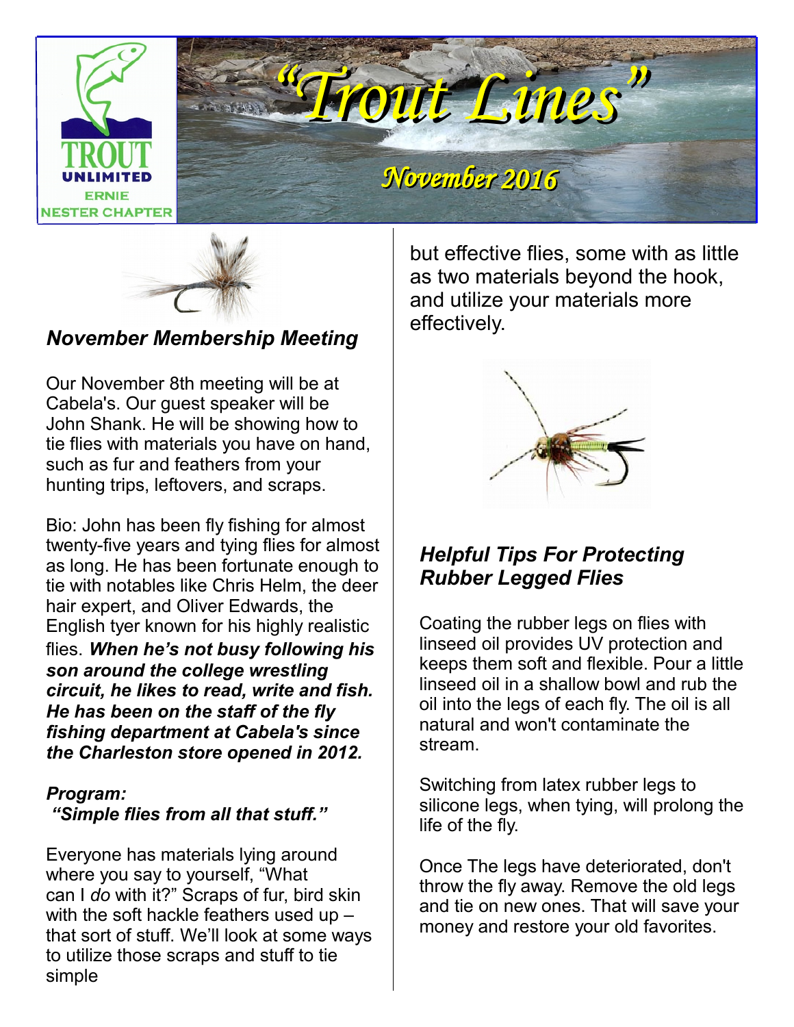# "Trout Lines"

## November 2016

TROUT UNLIMITED
ERNIE NESTER CHAPTER

### *November Membership Meeting*

Our November 8th meeting will be at Cabela's. Our guest speaker will be John Shank. He will be showing how to tie flies with materials you have on hand, such as fur and feathers from your hunting trips, leftovers, and scraps.

Bio: John has been fly fishing for almost twenty-five years and tying flies for almost as long. He has been fortunate enough to tie with notables like Chris Helm, the deer hair expert, and Oliver Edwards, the English tyer known for his highly realistic flies. ***When he's not busy following his son around the college wrestling circuit, he likes to read, write and fish. He has been on the staff of the fly fishing department at Cabela's since the Charleston store opened in 2012.***

***Program:***
***"Simple flies from all that stuff."***

Everyone has materials lying around where you say to yourself, "What can I *do* with it?" Scraps of fur, bird skin with the soft hackle feathers used up – that sort of stuff. We'll look at some ways to utilize those scraps and stuff to tie simple but effective flies, some with as little as two materials beyond the hook, and utilize your materials more effectively.

### *Helpful Tips For Protecting Rubber Legged Flies*

Coating the rubber legs on flies with linseed oil provides UV protection and keeps them soft and flexible. Pour a little linseed oil in a shallow bowl and rub the oil into the legs of each fly. The oil is all natural and won't contaminate the stream.

Switching from latex rubber legs to silicone legs, when tying, will prolong the life of the fly.

Once The legs have deteriorated, don't throw the fly away. Remove the old legs and tie on new ones. That will save your money and restore your old favorites.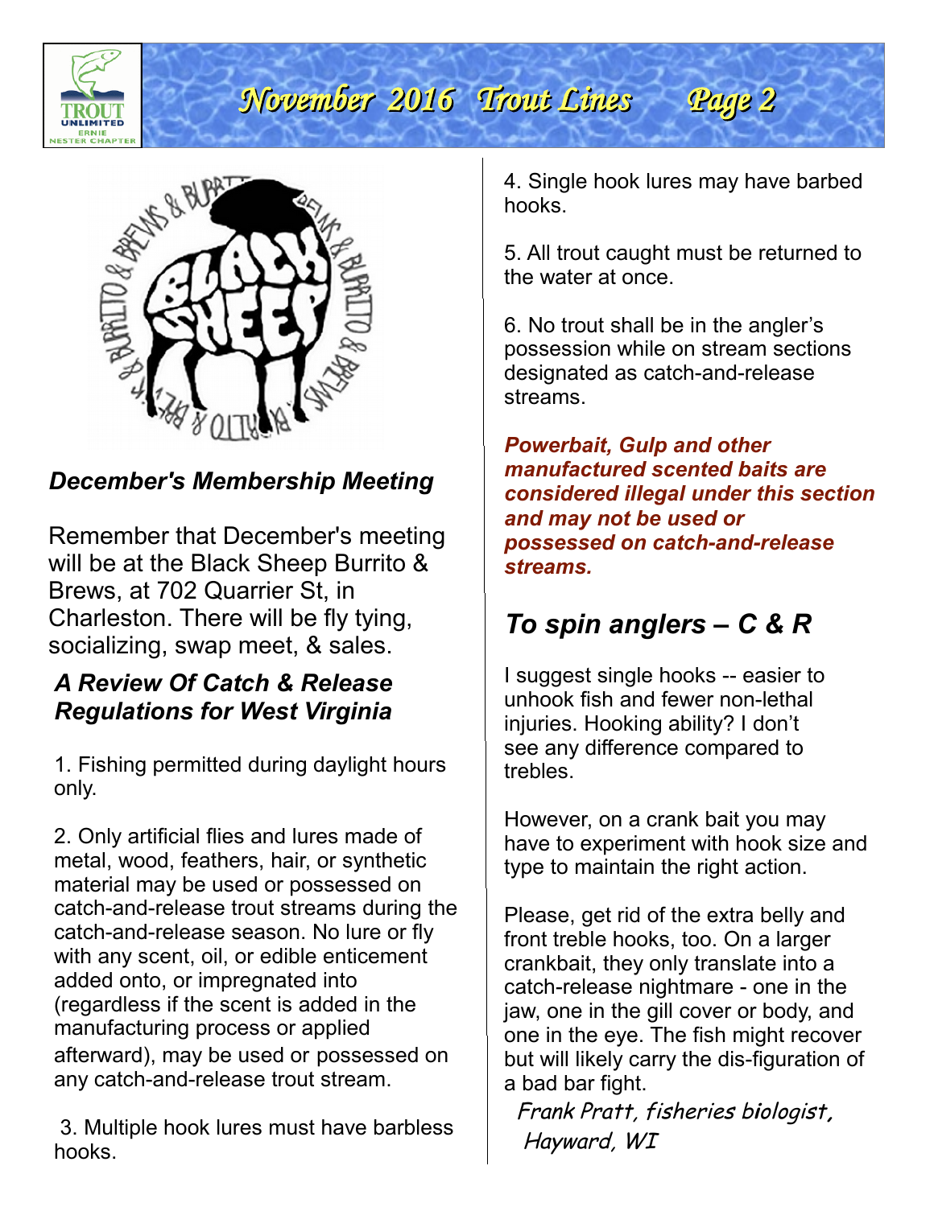### *December's Membership Meeting*

Remember that December's meeting will be at the Black Sheep Burrito & Brews, at 702 Quarrier St, in Charleston. There will be fly tying, socializing, swap meet, & sales.

### *A Review Of Catch & Release Regulations for West Virginia*

1. Fishing permitted during daylight hours only.

2. Only artificial flies and lures made of metal, wood, feathers, hair, or synthetic material may be used or possessed on catch-and-release trout streams during the catch-and-release season. No lure or fly with any scent, oil, or edible enticement added onto, or impregnated into (regardless if the scent is added in the manufacturing process or applied afterward), may be used or possessed on any catch-and-release trout stream.

3. Multiple hook lures must have barbless hooks.

4. Single hook lures may have barbed hooks.

5. All trout caught must be returned to the water at once.

6. No trout shall be in the angler's possession while on stream sections designated as catch-and-release streams.

***Powerbait, Gulp and other manufactured scented baits are considered illegal under this section and may not be used or possessed on catch-and-release streams.***

## *To spin anglers – C & R*

I suggest single hooks -- easier to unhook fish and fewer non-lethal injuries. Hooking ability? I don't see any difference compared to trebles.

However, on a crank bait you may have to experiment with hook size and type to maintain the right action.

Please, get rid of the extra belly and front treble hooks, too. On a larger crankbait, they only translate into a catch-release nightmare - one in the jaw, one in the gill cover or body, and one in the eye. The fish might recover but will likely carry the dis-figuration of a bad bar fight.

*Frank Pratt, fisheries biologist, Hayward, WI*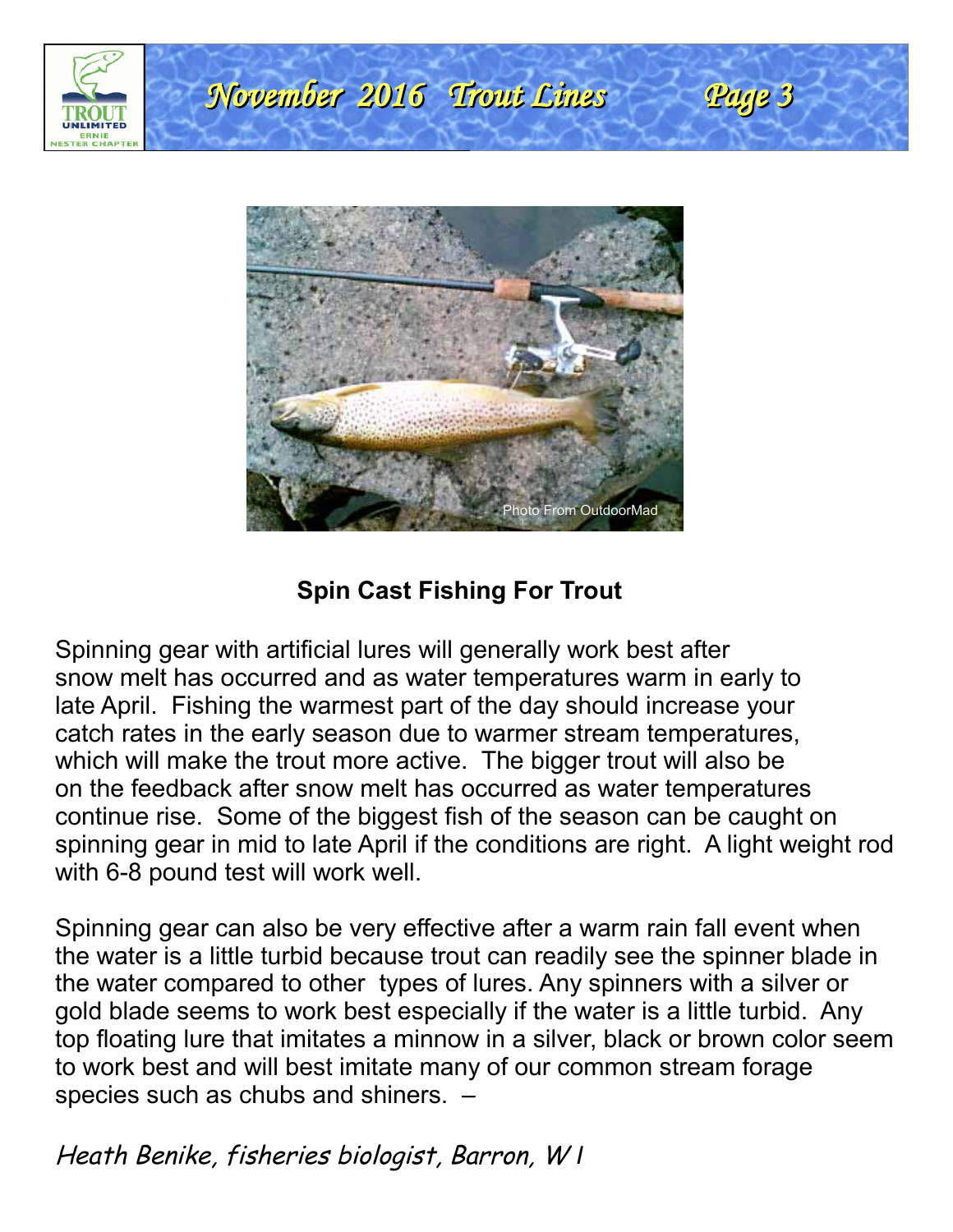## Spin Cast Fishing For Trout

Spinning gear with artificial lures will generally work best after snow melt has occurred and as water temperatures warm in early to late April. Fishing the warmest part of the day should increase your catch rates in the early season due to warmer stream temperatures, which will make the trout more active. The bigger trout will also be on the feedback after snow melt has occurred as water temperatures continue rise. Some of the biggest fish of the season can be caught on spinning gear in mid to late April if the conditions are right. A light weight rod with 6-8 pound test will work well.

Spinning gear can also be very effective after a warm rain fall event when the water is a little turbid because trout can readily see the spinner blade in the water compared to other types of lures. Any spinners with a silver or gold blade seems to work best especially if the water is a little turbid. Any top floating lure that imitates a minnow in a silver, black or brown color seem to work best and will best imitate many of our common stream forage species such as chubs and shiners. –

*Heath Benike, fisheries biologist, Barron, WI*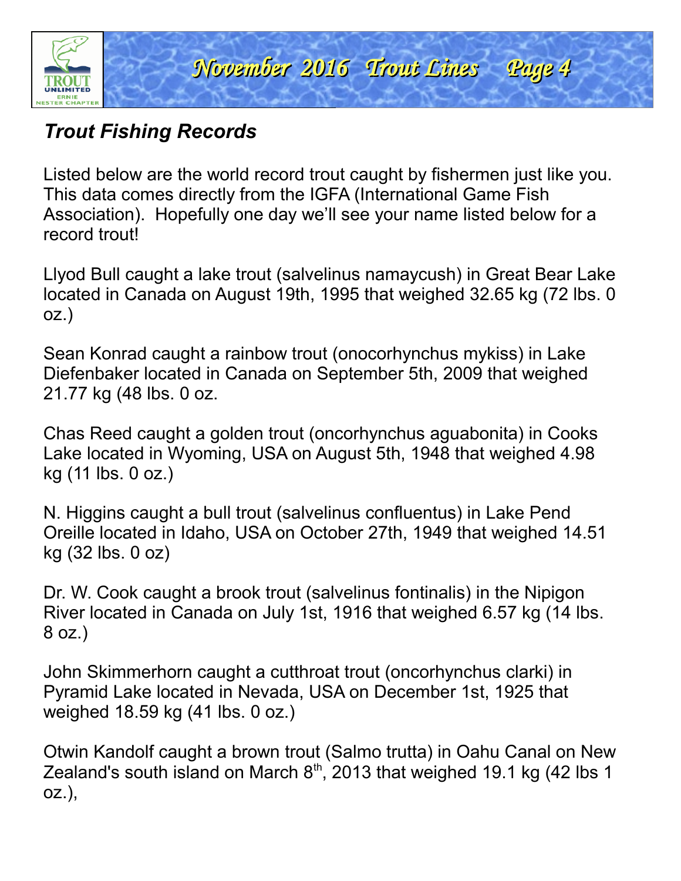## *Trout Fishing Records*

Listed below are the world record trout caught by fishermen just like you. This data comes directly from the IGFA (International Game Fish Association). Hopefully one day we'll see your name listed below for a record trout!

Llyod Bull caught a lake trout (salvelinus namaycush) in Great Bear Lake located in Canada on August 19th, 1995 that weighed 32.65 kg (72 lbs. 0 oz.)

Sean Konrad caught a rainbow trout (onocorhynchus mykiss) in Lake Diefenbaker located in Canada on September 5th, 2009 that weighed 21.77 kg (48 lbs. 0 oz.

Chas Reed caught a golden trout (oncorhynchus aguabonita) in Cooks Lake located in Wyoming, USA on August 5th, 1948 that weighed 4.98 kg (11 lbs. 0 oz.)

N. Higgins caught a bull trout (salvelinus confluentus) in Lake Pend Oreille located in Idaho, USA on October 27th, 1949 that weighed 14.51 kg (32 lbs. 0 oz)

Dr. W. Cook caught a brook trout (salvelinus fontinalis) in the Nipigon River located in Canada on July 1st, 1916 that weighed 6.57 kg (14 lbs. 8 oz.)

John Skimmerhorn caught a cutthroat trout (oncorhynchus clarki) in Pyramid Lake located in Nevada, USA on December 1st, 1925 that weighed 18.59 kg (41 lbs. 0 oz.)

Otwin Kandolf caught a brown trout (Salmo trutta) in Oahu Canal on New Zealand's south island on March 8th, 2013 that weighed 19.1 kg (42 lbs 1 oz.),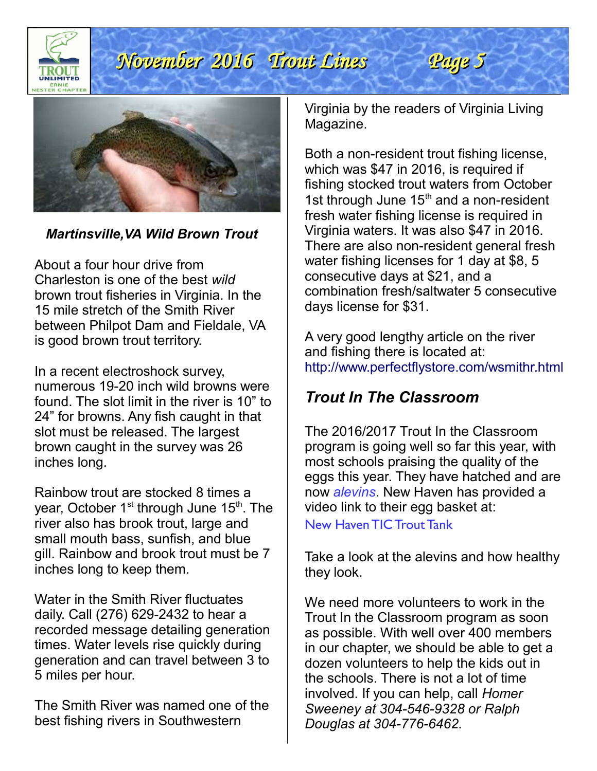*Martinsville,VA Wild Brown Trout*

About a four hour drive from Charleston is one of the best *wild* brown trout fisheries in Virginia. In the 15 mile stretch of the Smith River between Philpot Dam and Fieldale, VA is good brown trout territory.

In a recent electroshock survey, numerous 19-20 inch wild browns were found. The slot limit in the river is 10" to 24" for browns. Any fish caught in that slot must be released. The largest brown caught in the survey was 26 inches long.

Rainbow trout are stocked 8 times a year, October 1st through June 15th. The river also has brook trout, large and small mouth bass, sunfish, and blue gill. Rainbow and brook trout must be 7 inches long to keep them.

Water in the Smith River fluctuates daily. Call (276) 629-2432 to hear a recorded message detailing generation times. Water levels rise quickly during generation and can travel between 3 to 5 miles per hour.

The Smith River was named one of the best fishing rivers in Southwestern Virginia by the readers of Virginia Living Magazine.

Both a non-resident trout fishing license, which was $47 in 2016, is required if fishing stocked trout waters from October 1st through June 15th and a non-resident fresh water fishing license is required in Virginia waters. It was also $47 in 2016. There are also non-resident general fresh water fishing licenses for 1 day at $8, 5 consecutive days at $21, and a combination fresh/saltwater 5 consecutive days license for $31.

A very good lengthy article on the river and fishing there is located at: http://www.perfectflystore.com/wsmithr.html

## *Trout In The Classroom*

The 2016/2017 Trout In the Classroom program is going well so far this year, with most schools praising the quality of the eggs this year. They have hatched and are now *alevins*. New Haven has provided a video link to their egg basket at: New Haven TIC Trout Tank

Take a look at the alevins and how healthy they look.

We need more volunteers to work in the Trout In the Classroom program as soon as possible. With well over 400 members in our chapter, we should be able to get a dozen volunteers to help the kids out in the schools. There is not a lot of time involved. If you can help, call *Homer Sweeney at 304-546-9328 or Ralph Douglas at 304-776-6462.*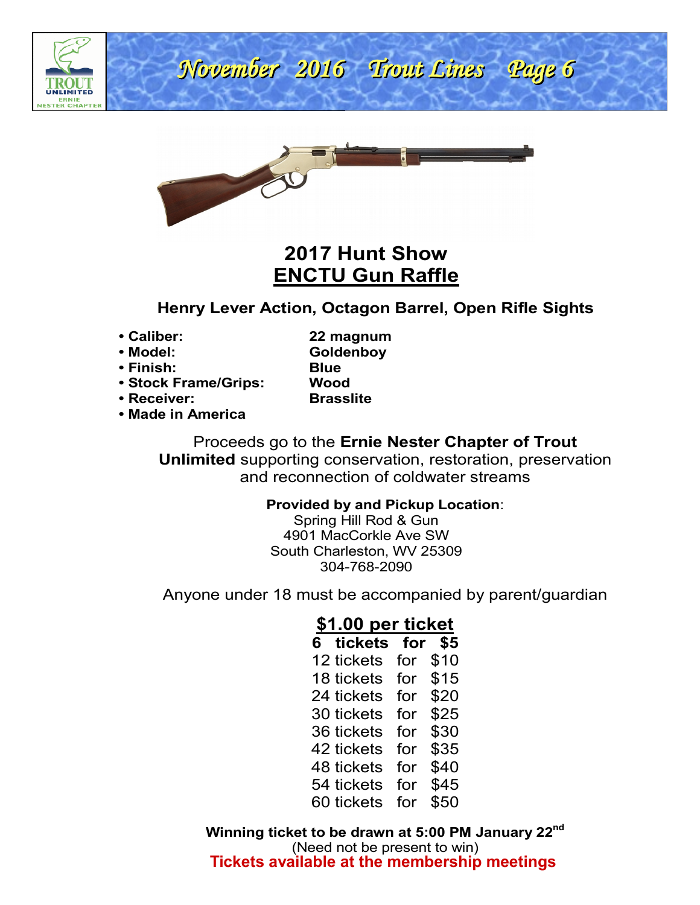# 2017 Hunt Show

## ENCTU Gun Raffle

**Henry Lever Action, Octagon Barrel, Open Rifle Sights**

- **Caliber:** **22 magnum**
- **Model:** **Goldenboy**
- **Finish:** **Blue**
- **Stock Frame/Grips:** **Wood**
- **Receiver:** **Brasslite**
- **Made in America**

Proceeds go to the **Ernie Nester Chapter of Trout Unlimited** supporting conservation, restoration, preservation and reconnection of coldwater streams

**Provided by and Pickup Location**:
Spring Hill Rod & Gun
4901 MacCorkle Ave SW
South Charleston, WV 25309
304-768-2090

Anyone under 18 must be accompanied by parent/guardian

**$1.00 per ticket**

**6 tickets for $5**
12 tickets for $10
18 tickets for $15
24 tickets for $20
30 tickets for $25
36 tickets for $30
42 tickets for $35
48 tickets for $40
54 tickets for $45
60 tickets for $50

**Winning ticket to be drawn at 5:00 PM January 22nd**
(Need not be present to win)
**Tickets available at the membership meetings**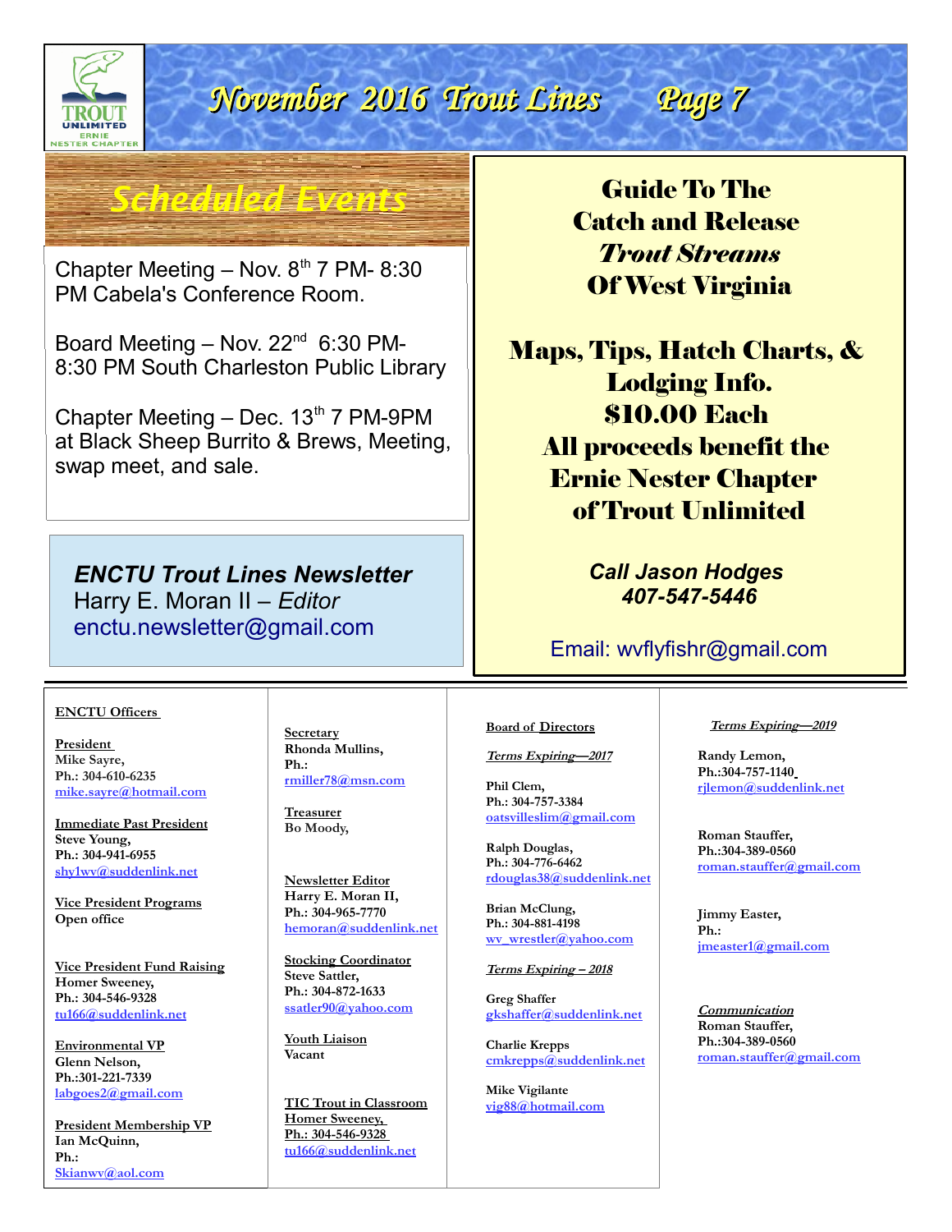## Scheduled Events

Chapter Meeting – Nov. 8th 7 PM- 8:30 PM Cabela's Conference Room.

Board Meeting – Nov. 22nd 6:30 PM- 8:30 PM South Charleston Public Library

Chapter Meeting – Dec. 13th 7 PM-9PM at Black Sheep Burrito & Brews, Meeting, swap meet, and sale.

***ENCTU Trout Lines Newsletter***
Harry E. Moran II – *Editor*
enctu.newsletter@gmail.com

## Guide To The Catch and Release *Trout Streams* Of West Virginia

**Maps, Tips, Hatch Charts, & Lodging Info.**
**$10.00 Each**
**All proceeds benefit the Ernie Nester Chapter of Trout Unlimited**

***Call Jason Hodges***
***407-547-5446***

Email: wvflyfishr@gmail.com

---

**ENCTU Officers**

**President**
Mike Sayre,
Ph.: 304-610-6235
mike.sayre@hotmail.com

**Immediate Past President**
Steve Young,
Ph.: 304-941-6955
shy1wv@suddenlink.net

**Vice President Programs**
Open office

**Vice President Fund Raising**
Homer Sweeney,
Ph.: 304-546-9328
tu166@suddenlink.net

**Environmental VP**
Glenn Nelson,
Ph.:301-221-7339
labgoes2@gmail.com

**President Membership VP**
Ian McQuinn,
Ph.:
Skianwv@aol.com

**Secretary**
Rhonda Mullins,
Ph.:
rmiller78@msn.com

**Treasurer**
Bo Moody,

**Newsletter Editor**
Harry E. Moran II,
Ph.: 304-965-7770
hemoran@suddenlink.net

**Stocking Coordinator**
Steve Sattler,
Ph.: 304-872-1633
ssatler90@yahoo.com

**Youth Liaison**
Vacant

**TIC Trout in Classroom**
Homer Sweeney,
Ph.: 304-546-9328
tu166@suddenlink.net

**Board of Directors**

***Terms Expiring—2017***

Phil Clem,
Ph.: 304-757-3384
oatsvilleslim@gmail.com

Ralph Douglas,
Ph.: 304-776-6462
rdouglas38@suddenlink.net

Brian McClung,
Ph.: 304-881-4198
wv_wrestler@yahoo.com

***Terms Expiring – 2018***

Greg Shaffer
gkshaffer@suddenlink.net

Charlie Krepps
cmkrepps@suddenlink.net

Mike Vigilante
vig88@hotmail.com

***Terms Expiring—2019***

Randy Lemon,
Ph.:304-757-1140
rjlemon@suddenlink.net

Roman Stauffer,
Ph.:304-389-0560
roman.stauffer@gmail.com

Jimmy Easter,
Ph.:
jmeaster1@gmail.com

***Communication***
Roman Stauffer,
Ph.:304-389-0560
roman.stauffer@gmail.com